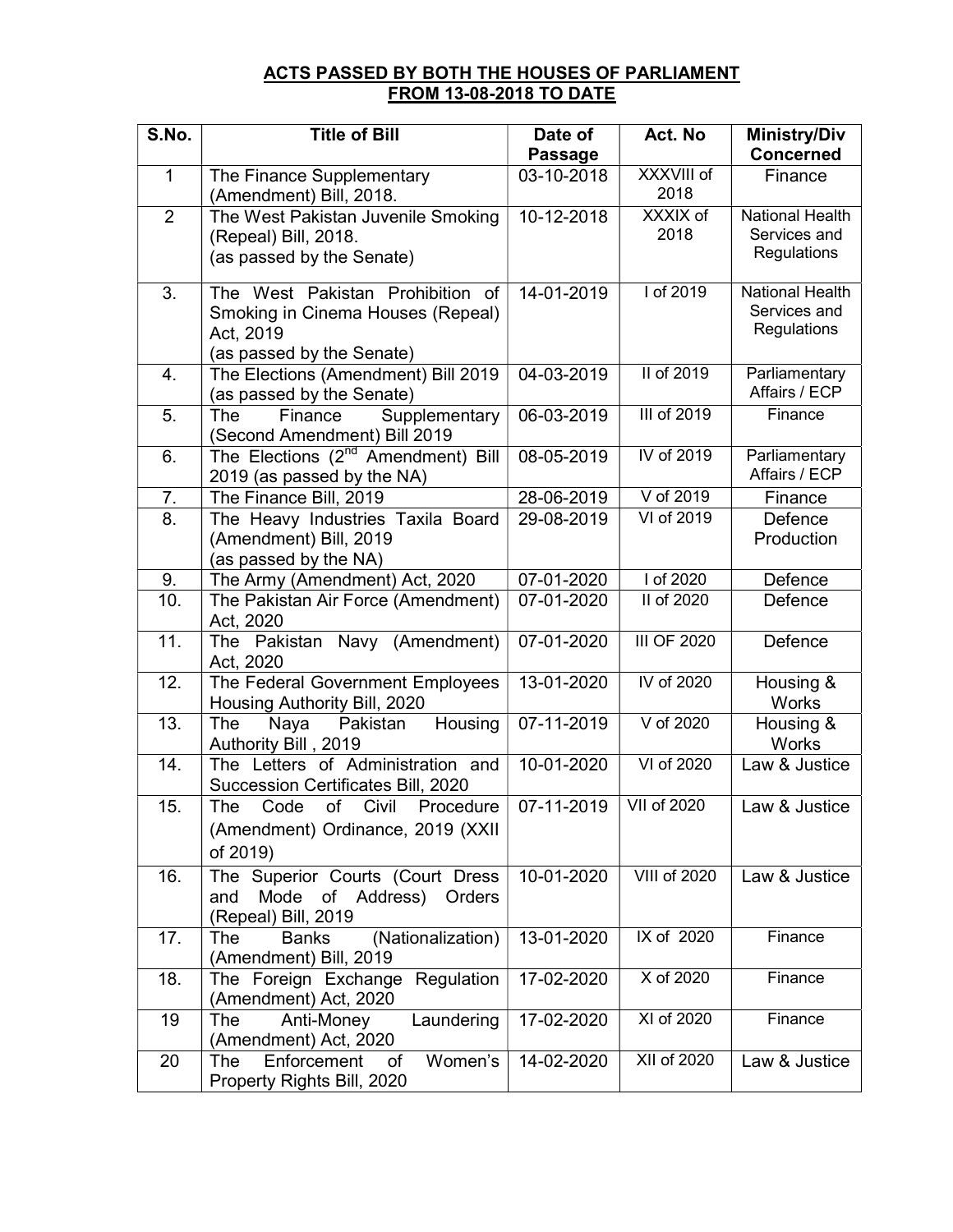**ACTS PASSED BY BOTH THE HOUSES OF PARLIAMENT FROM 13-08-2018 TO DATE**

| S.No. | Title of Bill | Date of Passage | Act. No | Ministry/Div Concerned |
|---|---|---|---|---|
| 1 | The Finance Supplementary (Amendment) Bill, 2018. | 03-10-2018 | XXXVIII of 2018 | Finance |
| 2 | The West Pakistan Juvenile Smoking (Repeal) Bill, 2018. (as passed by the Senate) | 10-12-2018 | XXXIX of 2018 | National Health Services and Regulations |
| 3. | The West Pakistan Prohibition of Smoking in Cinema Houses (Repeal) Act, 2019 (as passed by the Senate) | 14-01-2019 | I of 2019 | National Health Services and Regulations |
| 4. | The Elections (Amendment) Bill 2019 (as passed by the Senate) | 04-03-2019 | II of 2019 | Parliamentary Affairs / ECP |
| 5. | The Finance Supplementary (Second Amendment) Bill 2019 | 06-03-2019 | III of 2019 | Finance |
| 6. | The Elections (2nd Amendment) Bill 2019 (as passed by the NA) | 08-05-2019 | IV of 2019 | Parliamentary Affairs / ECP |
| 7. | The Finance Bill, 2019 | 28-06-2019 | V of 2019 | Finance |
| 8. | The Heavy Industries Taxila Board (Amendment) Bill, 2019 (as passed by the NA) | 29-08-2019 | VI of 2019 | Defence Production |
| 9. | The Army (Amendment) Act, 2020 | 07-01-2020 | I of 2020 | Defence |
| 10. | The Pakistan Air Force (Amendment) Act, 2020 | 07-01-2020 | II of 2020 | Defence |
| 11. | The Pakistan Navy (Amendment) Act, 2020 | 07-01-2020 | III OF 2020 | Defence |
| 12. | The Federal Government Employees Housing Authority Bill, 2020 | 13-01-2020 | IV of 2020 | Housing & Works |
| 13. | The Naya Pakistan Housing Authority Bill , 2019 | 07-11-2019 | V of 2020 | Housing & Works |
| 14. | The Letters of Administration and Succession Certificates Bill, 2020 | 10-01-2020 | VI of 2020 | Law & Justice |
| 15. | The Code of Civil Procedure (Amendment) Ordinance, 2019 (XXII of 2019) | 07-11-2019 | VII of 2020 | Law & Justice |
| 16. | The Superior Courts (Court Dress and Mode of Address) Orders (Repeal) Bill, 2019 | 10-01-2020 | VIII of 2020 | Law & Justice |
| 17. | The Banks (Nationalization) (Amendment) Bill, 2019 | 13-01-2020 | IX of 2020 | Finance |
| 18. | The Foreign Exchange Regulation (Amendment) Act, 2020 | 17-02-2020 | X of 2020 | Finance |
| 19 | The Anti-Money Laundering (Amendment) Act, 2020 | 17-02-2020 | XI of 2020 | Finance |
| 20 | The Enforcement of Women's Property Rights Bill, 2020 | 14-02-2020 | XII of 2020 | Law & Justice |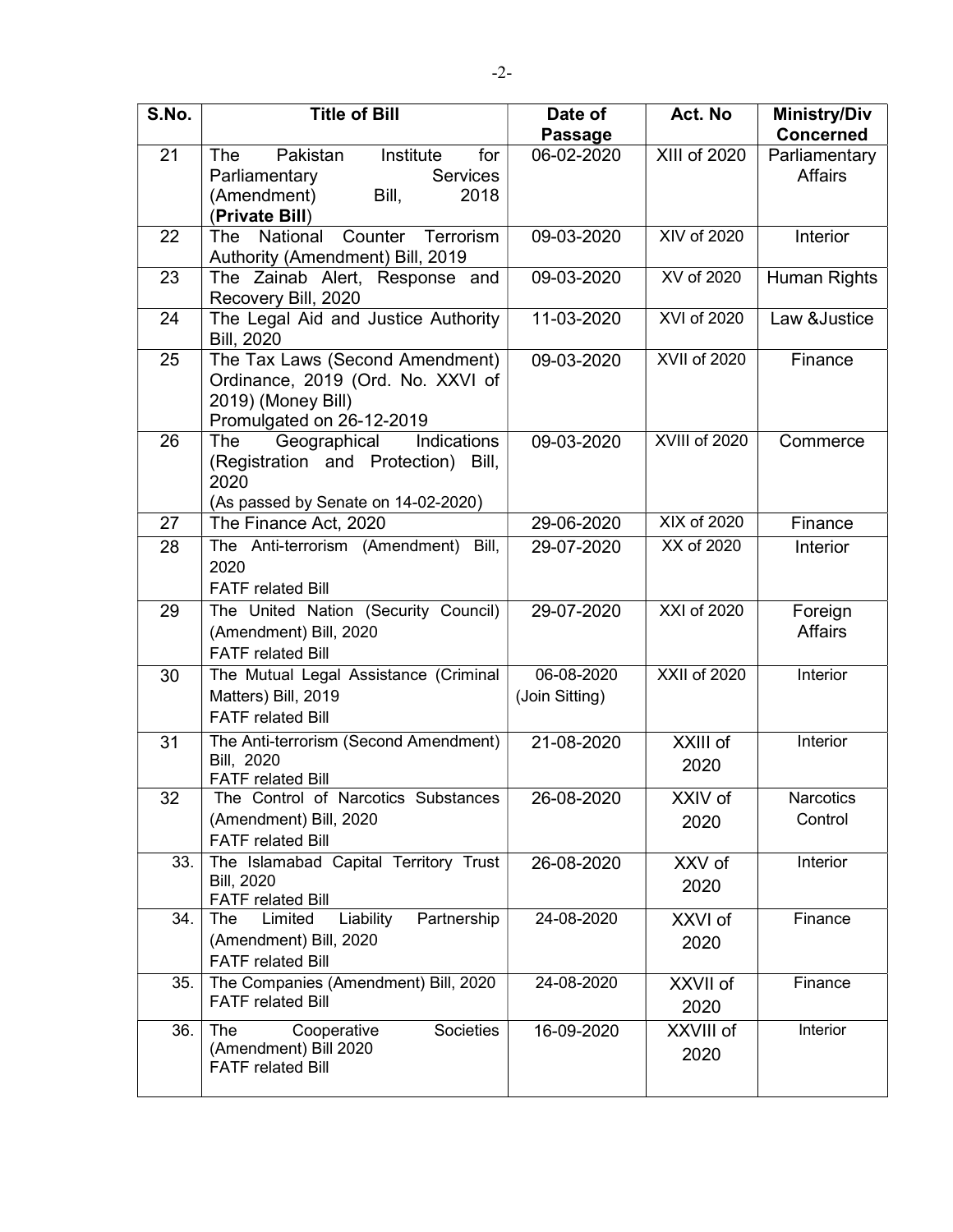| S.No. | Title of Bill | Date of Passage | Act. No | Ministry/Div Concerned |
|---|---|---|---|---|
| 21 | The Pakistan Institute for Parliamentary Services (Amendment) Bill, 2018 (**Private Bill**) | 06-02-2020 | XIII of 2020 | Parliamentary Affairs |
| 22 | The National Counter Terrorism Authority (Amendment) Bill, 2019 | 09-03-2020 | XIV of 2020 | Interior |
| 23 | The Zainab Alert, Response and Recovery Bill, 2020 | 09-03-2020 | XV of 2020 | Human Rights |
| 24 | The Legal Aid and Justice Authority Bill, 2020 | 11-03-2020 | XVI of 2020 | Law &Justice |
| 25 | The Tax Laws (Second Amendment) Ordinance, 2019 (Ord. No. XXVI of 2019) (Money Bill) Promulgated on 26-12-2019 | 09-03-2020 | XVII of 2020 | Finance |
| 26 | The Geographical Indications (Registration and Protection) Bill, 2020 (As passed by Senate on 14-02-2020) | 09-03-2020 | XVIII of 2020 | Commerce |
| 27 | The Finance Act, 2020 | 29-06-2020 | XIX of 2020 | Finance |
| 28 | The Anti-terrorism (Amendment) Bill, 2020 FATF related Bill | 29-07-2020 | XX of 2020 | Interior |
| 29 | The United Nation (Security Council) (Amendment) Bill, 2020 FATF related Bill | 29-07-2020 | XXI of 2020 | Foreign Affairs |
| 30 | The Mutual Legal Assistance (Criminal Matters) Bill, 2019 FATF related Bill | 06-08-2020 (Join Sitting) | XXII of 2020 | Interior |
| 31 | The Anti-terrorism (Second Amendment) Bill, 2020 FATF related Bill | 21-08-2020 | XXIII of 2020 | Interior |
| 32 | The Control of Narcotics Substances (Amendment) Bill, 2020 FATF related Bill | 26-08-2020 | XXIV of 2020 | Narcotics Control |
| 33. | The Islamabad Capital Territory Trust Bill, 2020 FATF related Bill | 26-08-2020 | XXV of 2020 | Interior |
| 34. | The Limited Liability Partnership (Amendment) Bill, 2020 FATF related Bill | 24-08-2020 | XXVI of 2020 | Finance |
| 35. | The Companies (Amendment) Bill, 2020 FATF related Bill | 24-08-2020 | XXVII of 2020 | Finance |
| 36. | The Cooperative Societies (Amendment) Bill 2020 FATF related Bill | 16-09-2020 | XXVIII of 2020 | Interior |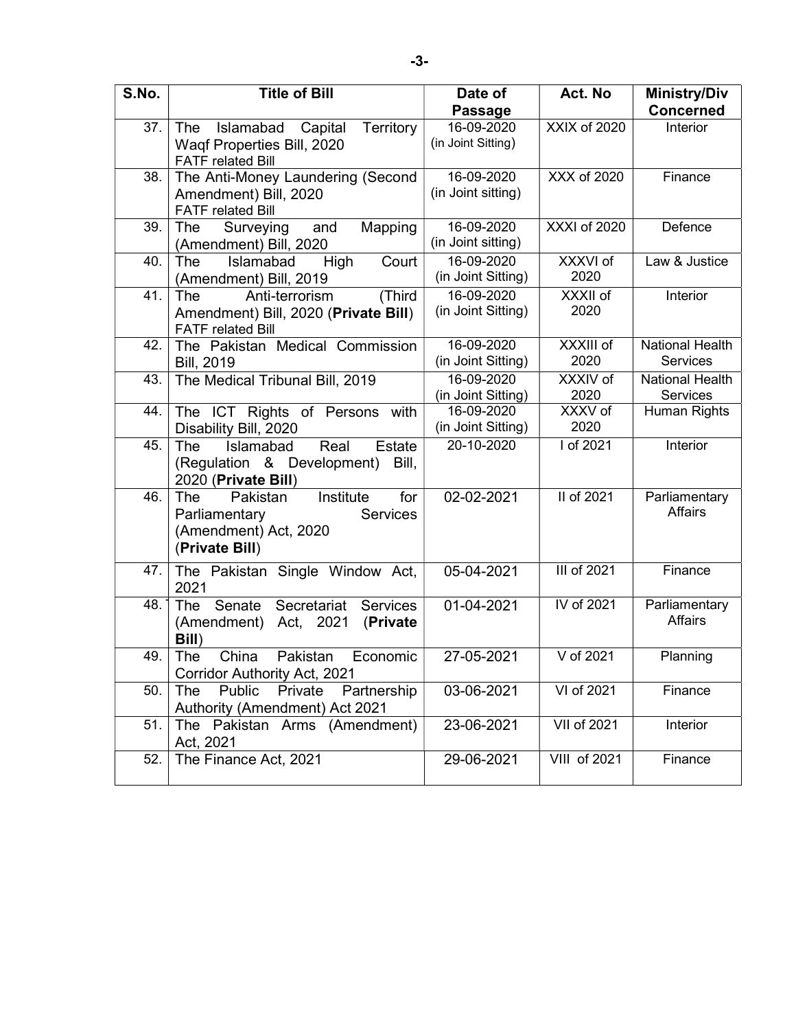| S.No. | Title of Bill | Date of Passage | Act. No | Ministry/Div Concerned |
|---|---|---|---|---|
| 37. | The Islamabad Capital Territory Waqf Properties Bill, 2020<br>FATF related Bill | 16-09-2020<br>(in Joint Sitting) | XXIX of 2020 | Interior |
| 38. | The Anti-Money Laundering (Second Amendment) Bill, 2020<br>FATF related Bill | 16-09-2020<br>(in Joint sitting) | XXX of 2020 | Finance |
| 39. | The Surveying and Mapping (Amendment) Bill, 2020 | 16-09-2020<br>(in Joint sitting) | XXXI of 2020 | Defence |
| 40. | The Islamabad High Court (Amendment) Bill, 2019 | 16-09-2020<br>(in Joint Sitting) | XXXVI of 2020 | Law & Justice |
| 41. | The Anti-terrorism (Third Amendment) Bill, 2020 (**Private Bill**)<br>FATF related Bill | 16-09-2020<br>(in Joint Sitting) | XXXII of 2020 | Interior |
| 42. | The Pakistan Medical Commission Bill, 2019 | 16-09-2020<br>(in Joint Sitting) | XXXIII of 2020 | National Health Services |
| 43. | The Medical Tribunal Bill, 2019 | 16-09-2020<br>(in Joint Sitting) | XXXIV of 2020 | National Health Services |
| 44. | The ICT Rights of Persons with Disability Bill, 2020 | 16-09-2020<br>(in Joint Sitting) | XXXV of 2020 | Human Rights |
| 45. | The Islamabad Real Estate (Regulation & Development) Bill, 2020 (**Private Bill**) | 20-10-2020 | I of 2021 | Interior |
| 46. | The Pakistan Institute for Parliamentary Services (Amendment) Act, 2020 (**Private Bill**) | 02-02-2021 | II of 2021 | Parliamentary Affairs |
| 47. | The Pakistan Single Window Act, 2021 | 05-04-2021 | III of 2021 | Finance |
| 48. | The Senate Secretariat Services (Amendment) Act, 2021 (**Private Bill**) | 01-04-2021 | IV of 2021 | Parliamentary Affairs |
| 49. | The China Pakistan Economic Corridor Authority Act, 2021 | 27-05-2021 | V of 2021 | Planning |
| 50. | The Public Private Partnership Authority (Amendment) Act 2021 | 03-06-2021 | VI of 2021 | Finance |
| 51. | The Pakistan Arms (Amendment) Act, 2021 | 23-06-2021 | VII of 2021 | Interior |
| 52. | The Finance Act, 2021 | 29-06-2021 | VIII of 2021 | Finance |